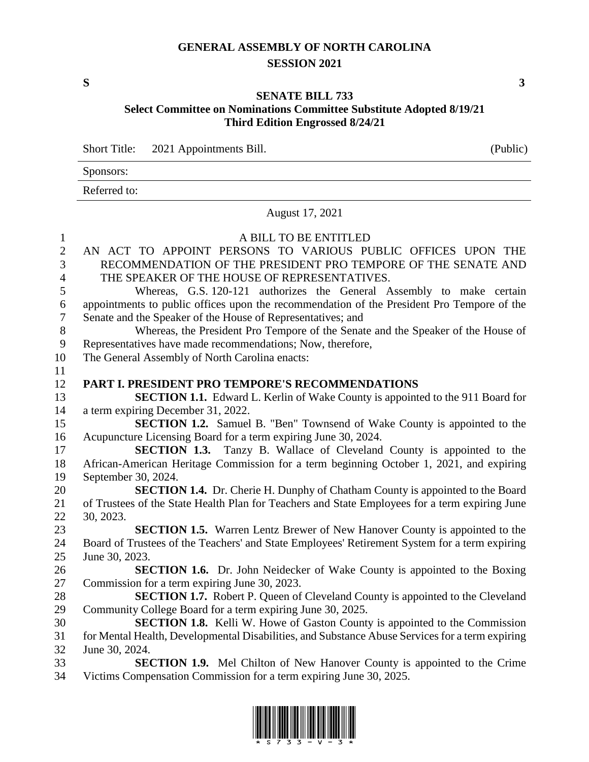# GENERAL ASSEMBLY OF NORTH CAROLINA
## SESSION 2021

**S** **3**

## SENATE BILL 733
### Select Committee on Nominations Committee Substitute Adopted 8/19/21
### Third Edition Engrossed 8/24/21

| Short Title: | 2021 Appointments Bill. | (Public) |
|---|---|---|
| Sponsors: | | |
| Referred to: | | |

August 17, 2021

A BILL TO BE ENTITLED

AN ACT TO APPOINT PERSONS TO VARIOUS PUBLIC OFFICES UPON THE RECOMMENDATION OF THE PRESIDENT PRO TEMPORE OF THE SENATE AND THE SPEAKER OF THE HOUSE OF REPRESENTATIVES.

Whereas, G.S. 120-121 authorizes the General Assembly to make certain appointments to public offices upon the recommendation of the President Pro Tempore of the Senate and the Speaker of the House of Representatives; and

Whereas, the President Pro Tempore of the Senate and the Speaker of the House of Representatives have made recommendations; Now, therefore,

The General Assembly of North Carolina enacts:

**PART I. PRESIDENT PRO TEMPORE'S RECOMMENDATIONS**

**SECTION 1.1.** Edward L. Kerlin of Wake County is appointed to the 911 Board for a term expiring December 31, 2022.

**SECTION 1.2.** Samuel B. "Ben" Townsend of Wake County is appointed to the Acupuncture Licensing Board for a term expiring June 30, 2024.

**SECTION 1.3.** Tanzy B. Wallace of Cleveland County is appointed to the African-American Heritage Commission for a term beginning October 1, 2021, and expiring September 30, 2024.

**SECTION 1.4.** Dr. Cherie H. Dunphy of Chatham County is appointed to the Board of Trustees of the State Health Plan for Teachers and State Employees for a term expiring June 30, 2023.

**SECTION 1.5.** Warren Lentz Brewer of New Hanover County is appointed to the Board of Trustees of the Teachers' and State Employees' Retirement System for a term expiring June 30, 2023.

**SECTION 1.6.** Dr. John Neidecker of Wake County is appointed to the Boxing Commission for a term expiring June 30, 2023.

**SECTION 1.7.** Robert P. Queen of Cleveland County is appointed to the Cleveland Community College Board for a term expiring June 30, 2025.

**SECTION 1.8.** Kelli W. Howe of Gaston County is appointed to the Commission for Mental Health, Developmental Disabilities, and Substance Abuse Services for a term expiring June 30, 2024.

**SECTION 1.9.** Mel Chilton of New Hanover County is appointed to the Crime Victims Compensation Commission for a term expiring June 30, 2025.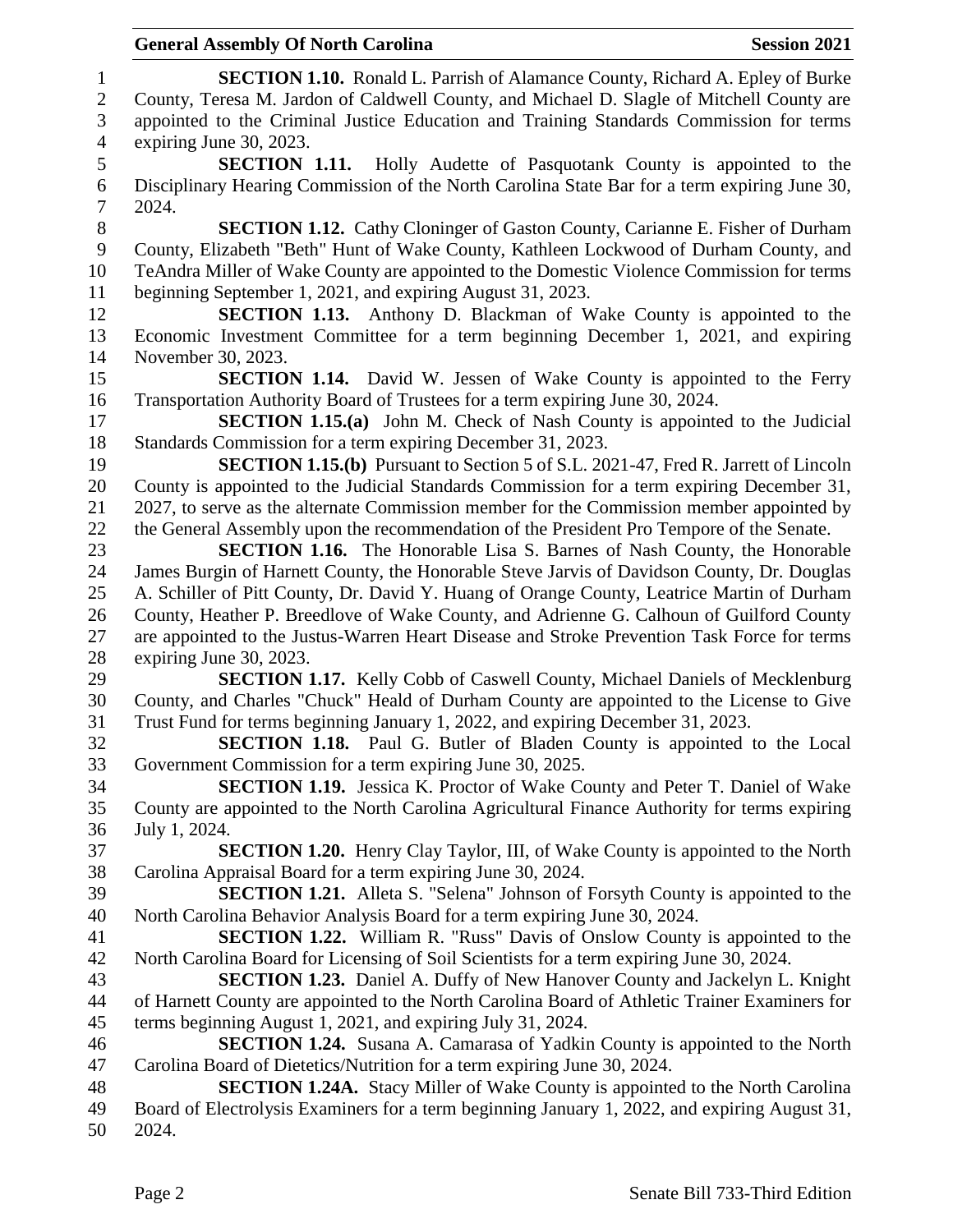**SECTION 1.10.** Ronald L. Parrish of Alamance County, Richard A. Epley of Burke County, Teresa M. Jardon of Caldwell County, and Michael D. Slagle of Mitchell County are appointed to the Criminal Justice Education and Training Standards Commission for terms expiring June 30, 2023.

**SECTION 1.11.** Holly Audette of Pasquotank County is appointed to the Disciplinary Hearing Commission of the North Carolina State Bar for a term expiring June 30, 2024.

**SECTION 1.12.** Cathy Cloninger of Gaston County, Carianne E. Fisher of Durham County, Elizabeth "Beth" Hunt of Wake County, Kathleen Lockwood of Durham County, and TeAndra Miller of Wake County are appointed to the Domestic Violence Commission for terms beginning September 1, 2021, and expiring August 31, 2023.

**SECTION 1.13.** Anthony D. Blackman of Wake County is appointed to the Economic Investment Committee for a term beginning December 1, 2021, and expiring November 30, 2023.

**SECTION 1.14.** David W. Jessen of Wake County is appointed to the Ferry Transportation Authority Board of Trustees for a term expiring June 30, 2024.

**SECTION 1.15.(a)** John M. Check of Nash County is appointed to the Judicial Standards Commission for a term expiring December 31, 2023.

**SECTION 1.15.(b)** Pursuant to Section 5 of S.L. 2021-47, Fred R. Jarrett of Lincoln County is appointed to the Judicial Standards Commission for a term expiring December 31, 2027, to serve as the alternate Commission member for the Commission member appointed by the General Assembly upon the recommendation of the President Pro Tempore of the Senate.

**SECTION 1.16.** The Honorable Lisa S. Barnes of Nash County, the Honorable James Burgin of Harnett County, the Honorable Steve Jarvis of Davidson County, Dr. Douglas A. Schiller of Pitt County, Dr. David Y. Huang of Orange County, Leatrice Martin of Durham County, Heather P. Breedlove of Wake County, and Adrienne G. Calhoun of Guilford County are appointed to the Justus-Warren Heart Disease and Stroke Prevention Task Force for terms expiring June 30, 2023.

**SECTION 1.17.** Kelly Cobb of Caswell County, Michael Daniels of Mecklenburg County, and Charles "Chuck" Heald of Durham County are appointed to the License to Give Trust Fund for terms beginning January 1, 2022, and expiring December 31, 2023.

**SECTION 1.18.** Paul G. Butler of Bladen County is appointed to the Local Government Commission for a term expiring June 30, 2025.

**SECTION 1.19.** Jessica K. Proctor of Wake County and Peter T. Daniel of Wake County are appointed to the North Carolina Agricultural Finance Authority for terms expiring July 1, 2024.

**SECTION 1.20.** Henry Clay Taylor, III, of Wake County is appointed to the North Carolina Appraisal Board for a term expiring June 30, 2024.

**SECTION 1.21.** Alleta S. "Selena" Johnson of Forsyth County is appointed to the North Carolina Behavior Analysis Board for a term expiring June 30, 2024.

**SECTION 1.22.** William R. "Russ" Davis of Onslow County is appointed to the North Carolina Board for Licensing of Soil Scientists for a term expiring June 30, 2024.

**SECTION 1.23.** Daniel A. Duffy of New Hanover County and Jackelyn L. Knight of Harnett County are appointed to the North Carolina Board of Athletic Trainer Examiners for terms beginning August 1, 2021, and expiring July 31, 2024.

**SECTION 1.24.** Susana A. Camarasa of Yadkin County is appointed to the North Carolina Board of Dietetics/Nutrition for a term expiring June 30, 2024.

**SECTION 1.24A.** Stacy Miller of Wake County is appointed to the North Carolina Board of Electrolysis Examiners for a term beginning January 1, 2022, and expiring August 31, 2024.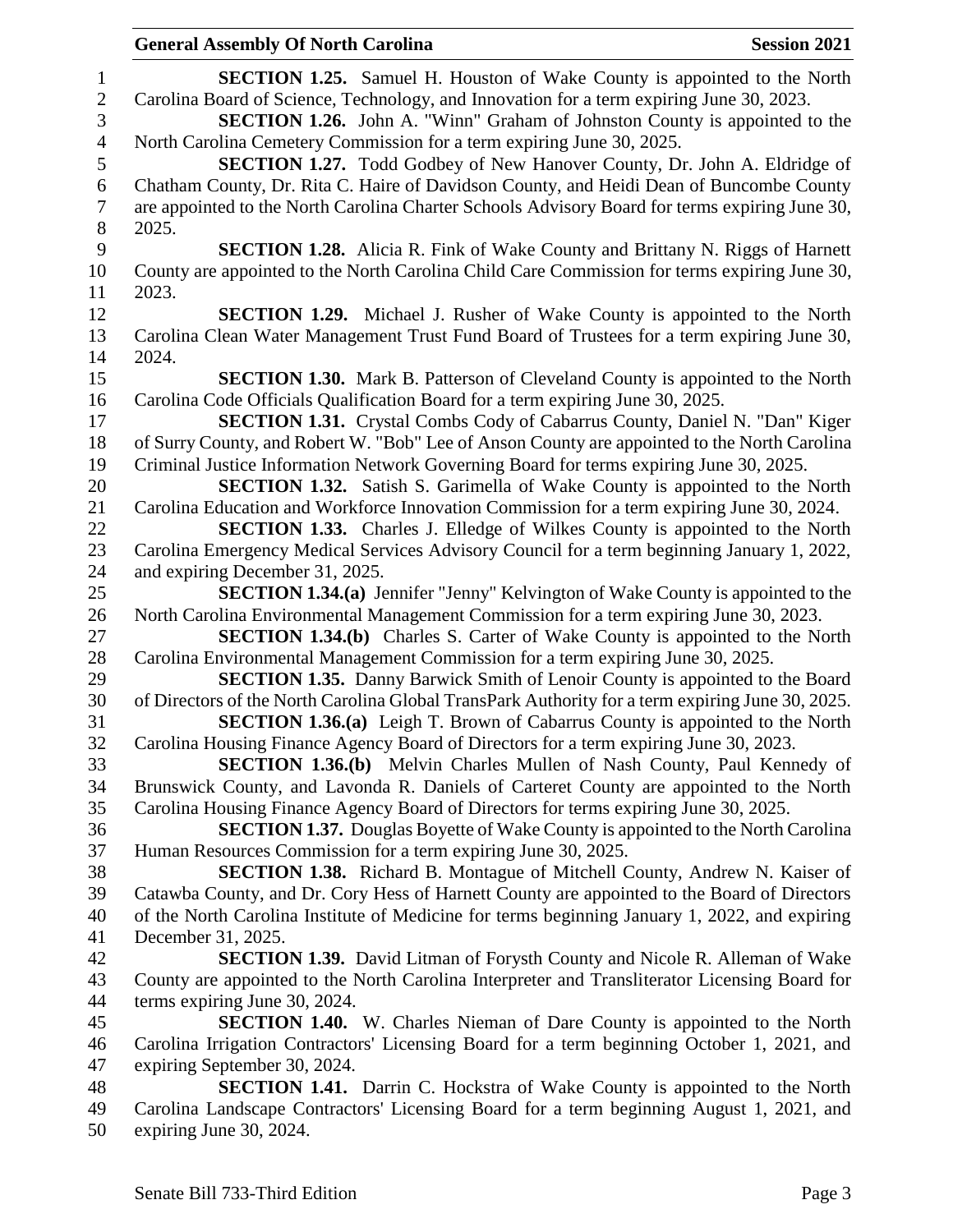**SECTION 1.25.** Samuel H. Houston of Wake County is appointed to the North Carolina Board of Science, Technology, and Innovation for a term expiring June 30, 2023.

**SECTION 1.26.** John A. "Winn" Graham of Johnston County is appointed to the North Carolina Cemetery Commission for a term expiring June 30, 2025.

**SECTION 1.27.** Todd Godbey of New Hanover County, Dr. John A. Eldridge of Chatham County, Dr. Rita C. Haire of Davidson County, and Heidi Dean of Buncombe County are appointed to the North Carolina Charter Schools Advisory Board for terms expiring June 30, 2025.

**SECTION 1.28.** Alicia R. Fink of Wake County and Brittany N. Riggs of Harnett County are appointed to the North Carolina Child Care Commission for terms expiring June 30, 2023.

**SECTION 1.29.** Michael J. Rusher of Wake County is appointed to the North Carolina Clean Water Management Trust Fund Board of Trustees for a term expiring June 30, 2024.

**SECTION 1.30.** Mark B. Patterson of Cleveland County is appointed to the North Carolina Code Officials Qualification Board for a term expiring June 30, 2025.

**SECTION 1.31.** Crystal Combs Cody of Cabarrus County, Daniel N. "Dan" Kiger of Surry County, and Robert W. "Bob" Lee of Anson County are appointed to the North Carolina Criminal Justice Information Network Governing Board for terms expiring June 30, 2025.

**SECTION 1.32.** Satish S. Garimella of Wake County is appointed to the North Carolina Education and Workforce Innovation Commission for a term expiring June 30, 2024.

**SECTION 1.33.** Charles J. Elledge of Wilkes County is appointed to the North Carolina Emergency Medical Services Advisory Council for a term beginning January 1, 2022, and expiring December 31, 2025.

**SECTION 1.34.(a)** Jennifer "Jenny" Kelvington of Wake County is appointed to the North Carolina Environmental Management Commission for a term expiring June 30, 2023.

**SECTION 1.34.(b)** Charles S. Carter of Wake County is appointed to the North Carolina Environmental Management Commission for a term expiring June 30, 2025.

**SECTION 1.35.** Danny Barwick Smith of Lenoir County is appointed to the Board of Directors of the North Carolina Global TransPark Authority for a term expiring June 30, 2025.

**SECTION 1.36.(a)** Leigh T. Brown of Cabarrus County is appointed to the North Carolina Housing Finance Agency Board of Directors for a term expiring June 30, 2023.

**SECTION 1.36.(b)** Melvin Charles Mullen of Nash County, Paul Kennedy of Brunswick County, and Lavonda R. Daniels of Carteret County are appointed to the North Carolina Housing Finance Agency Board of Directors for terms expiring June 30, 2025.

**SECTION 1.37.** Douglas Boyette of Wake County is appointed to the North Carolina Human Resources Commission for a term expiring June 30, 2025.

**SECTION 1.38.** Richard B. Montague of Mitchell County, Andrew N. Kaiser of Catawba County, and Dr. Cory Hess of Harnett County are appointed to the Board of Directors of the North Carolina Institute of Medicine for terms beginning January 1, 2022, and expiring December 31, 2025.

**SECTION 1.39.** David Litman of Forysth County and Nicole R. Alleman of Wake County are appointed to the North Carolina Interpreter and Transliterator Licensing Board for terms expiring June 30, 2024.

**SECTION 1.40.** W. Charles Nieman of Dare County is appointed to the North Carolina Irrigation Contractors' Licensing Board for a term beginning October 1, 2021, and expiring September 30, 2024.

**SECTION 1.41.** Darrin C. Hockstra of Wake County is appointed to the North Carolina Landscape Contractors' Licensing Board for a term beginning August 1, 2021, and expiring June 30, 2024.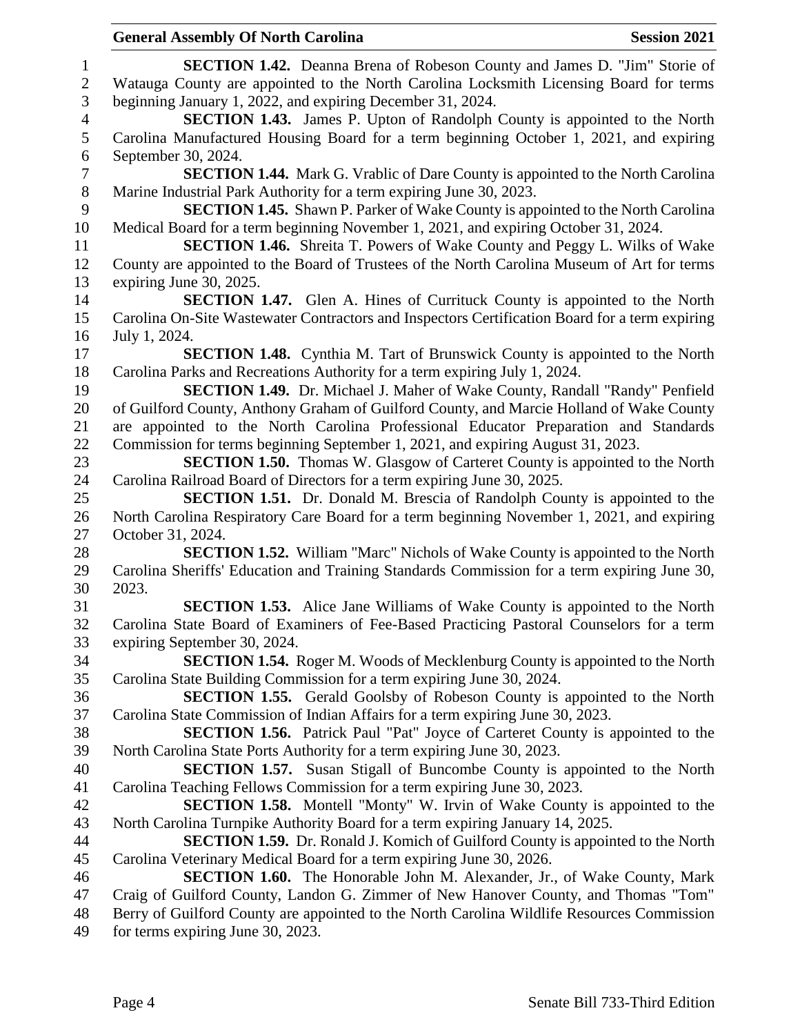**SECTION 1.42.** Deanna Brena of Robeson County and James D. "Jim" Storie of Watauga County are appointed to the North Carolina Locksmith Licensing Board for terms beginning January 1, 2022, and expiring December 31, 2024.

**SECTION 1.43.** James P. Upton of Randolph County is appointed to the North Carolina Manufactured Housing Board for a term beginning October 1, 2021, and expiring September 30, 2024.

**SECTION 1.44.** Mark G. Vrablic of Dare County is appointed to the North Carolina Marine Industrial Park Authority for a term expiring June 30, 2023.

**SECTION 1.45.** Shawn P. Parker of Wake County is appointed to the North Carolina Medical Board for a term beginning November 1, 2021, and expiring October 31, 2024.

**SECTION 1.46.** Shreita T. Powers of Wake County and Peggy L. Wilks of Wake County are appointed to the Board of Trustees of the North Carolina Museum of Art for terms expiring June 30, 2025.

**SECTION 1.47.** Glen A. Hines of Currituck County is appointed to the North Carolina On-Site Wastewater Contractors and Inspectors Certification Board for a term expiring July 1, 2024.

**SECTION 1.48.** Cynthia M. Tart of Brunswick County is appointed to the North Carolina Parks and Recreations Authority for a term expiring July 1, 2024.

**SECTION 1.49.** Dr. Michael J. Maher of Wake County, Randall "Randy" Penfield of Guilford County, Anthony Graham of Guilford County, and Marcie Holland of Wake County are appointed to the North Carolina Professional Educator Preparation and Standards Commission for terms beginning September 1, 2021, and expiring August 31, 2023.

**SECTION 1.50.** Thomas W. Glasgow of Carteret County is appointed to the North Carolina Railroad Board of Directors for a term expiring June 30, 2025.

**SECTION 1.51.** Dr. Donald M. Brescia of Randolph County is appointed to the North Carolina Respiratory Care Board for a term beginning November 1, 2021, and expiring October 31, 2024.

**SECTION 1.52.** William "Marc" Nichols of Wake County is appointed to the North Carolina Sheriffs' Education and Training Standards Commission for a term expiring June 30, 2023.

**SECTION 1.53.** Alice Jane Williams of Wake County is appointed to the North Carolina State Board of Examiners of Fee-Based Practicing Pastoral Counselors for a term expiring September 30, 2024.

**SECTION 1.54.** Roger M. Woods of Mecklenburg County is appointed to the North Carolina State Building Commission for a term expiring June 30, 2024.

**SECTION 1.55.** Gerald Goolsby of Robeson County is appointed to the North Carolina State Commission of Indian Affairs for a term expiring June 30, 2023.

**SECTION 1.56.** Patrick Paul "Pat" Joyce of Carteret County is appointed to the North Carolina State Ports Authority for a term expiring June 30, 2023.

**SECTION 1.57.** Susan Stigall of Buncombe County is appointed to the North Carolina Teaching Fellows Commission for a term expiring June 30, 2023.

**SECTION 1.58.** Montell "Monty" W. Irvin of Wake County is appointed to the North Carolina Turnpike Authority Board for a term expiring January 14, 2025.

**SECTION 1.59.** Dr. Ronald J. Komich of Guilford County is appointed to the North Carolina Veterinary Medical Board for a term expiring June 30, 2026.

**SECTION 1.60.** The Honorable John M. Alexander, Jr., of Wake County, Mark Craig of Guilford County, Landon G. Zimmer of New Hanover County, and Thomas "Tom" Berry of Guilford County are appointed to the North Carolina Wildlife Resources Commission for terms expiring June 30, 2023.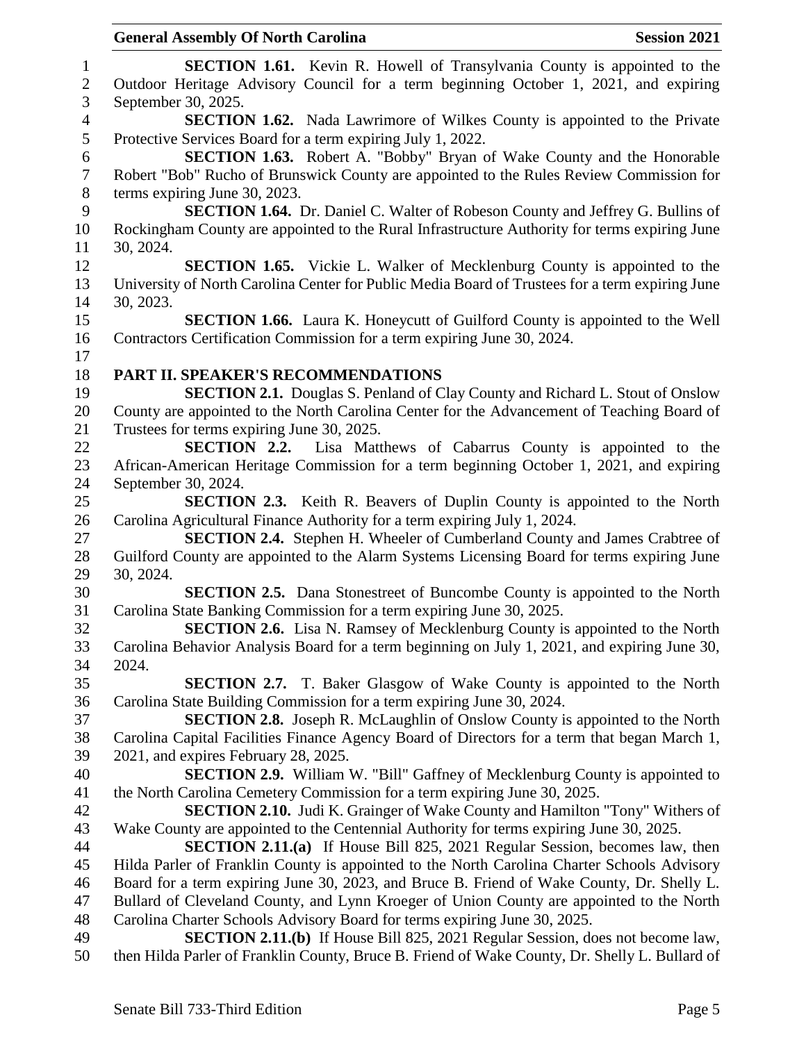**SECTION 1.61.** Kevin R. Howell of Transylvania County is appointed to the Outdoor Heritage Advisory Council for a term beginning October 1, 2021, and expiring September 30, 2025.

**SECTION 1.62.** Nada Lawrimore of Wilkes County is appointed to the Private Protective Services Board for a term expiring July 1, 2022.

**SECTION 1.63.** Robert A. "Bobby" Bryan of Wake County and the Honorable Robert "Bob" Rucho of Brunswick County are appointed to the Rules Review Commission for terms expiring June 30, 2023.

**SECTION 1.64.** Dr. Daniel C. Walter of Robeson County and Jeffrey G. Bullins of Rockingham County are appointed to the Rural Infrastructure Authority for terms expiring June 30, 2024.

**SECTION 1.65.** Vickie L. Walker of Mecklenburg County is appointed to the University of North Carolina Center for Public Media Board of Trustees for a term expiring June 30, 2023.

**SECTION 1.66.** Laura K. Honeycutt of Guilford County is appointed to the Well Contractors Certification Commission for a term expiring June 30, 2024.

## PART II. SPEAKER'S RECOMMENDATIONS

**SECTION 2.1.** Douglas S. Penland of Clay County and Richard L. Stout of Onslow County are appointed to the North Carolina Center for the Advancement of Teaching Board of Trustees for terms expiring June 30, 2025.

**SECTION 2.2.** Lisa Matthews of Cabarrus County is appointed to the African-American Heritage Commission for a term beginning October 1, 2021, and expiring September 30, 2024.

**SECTION 2.3.** Keith R. Beavers of Duplin County is appointed to the North Carolina Agricultural Finance Authority for a term expiring July 1, 2024.

**SECTION 2.4.** Stephen H. Wheeler of Cumberland County and James Crabtree of Guilford County are appointed to the Alarm Systems Licensing Board for terms expiring June 30, 2024.

**SECTION 2.5.** Dana Stonestreet of Buncombe County is appointed to the North Carolina State Banking Commission for a term expiring June 30, 2025.

**SECTION 2.6.** Lisa N. Ramsey of Mecklenburg County is appointed to the North Carolina Behavior Analysis Board for a term beginning on July 1, 2021, and expiring June 30, 2024.

**SECTION 2.7.** T. Baker Glasgow of Wake County is appointed to the North Carolina State Building Commission for a term expiring June 30, 2024.

**SECTION 2.8.** Joseph R. McLaughlin of Onslow County is appointed to the North Carolina Capital Facilities Finance Agency Board of Directors for a term that began March 1, 2021, and expires February 28, 2025.

**SECTION 2.9.** William W. "Bill" Gaffney of Mecklenburg County is appointed to the North Carolina Cemetery Commission for a term expiring June 30, 2025.

**SECTION 2.10.** Judi K. Grainger of Wake County and Hamilton "Tony" Withers of Wake County are appointed to the Centennial Authority for terms expiring June 30, 2025.

**SECTION 2.11.(a)** If House Bill 825, 2021 Regular Session, becomes law, then Hilda Parler of Franklin County is appointed to the North Carolina Charter Schools Advisory Board for a term expiring June 30, 2023, and Bruce B. Friend of Wake County, Dr. Shelly L. Bullard of Cleveland County, and Lynn Kroeger of Union County are appointed to the North Carolina Charter Schools Advisory Board for terms expiring June 30, 2025.

**SECTION 2.11.(b)** If House Bill 825, 2021 Regular Session, does not become law, then Hilda Parler of Franklin County, Bruce B. Friend of Wake County, Dr. Shelly L. Bullard of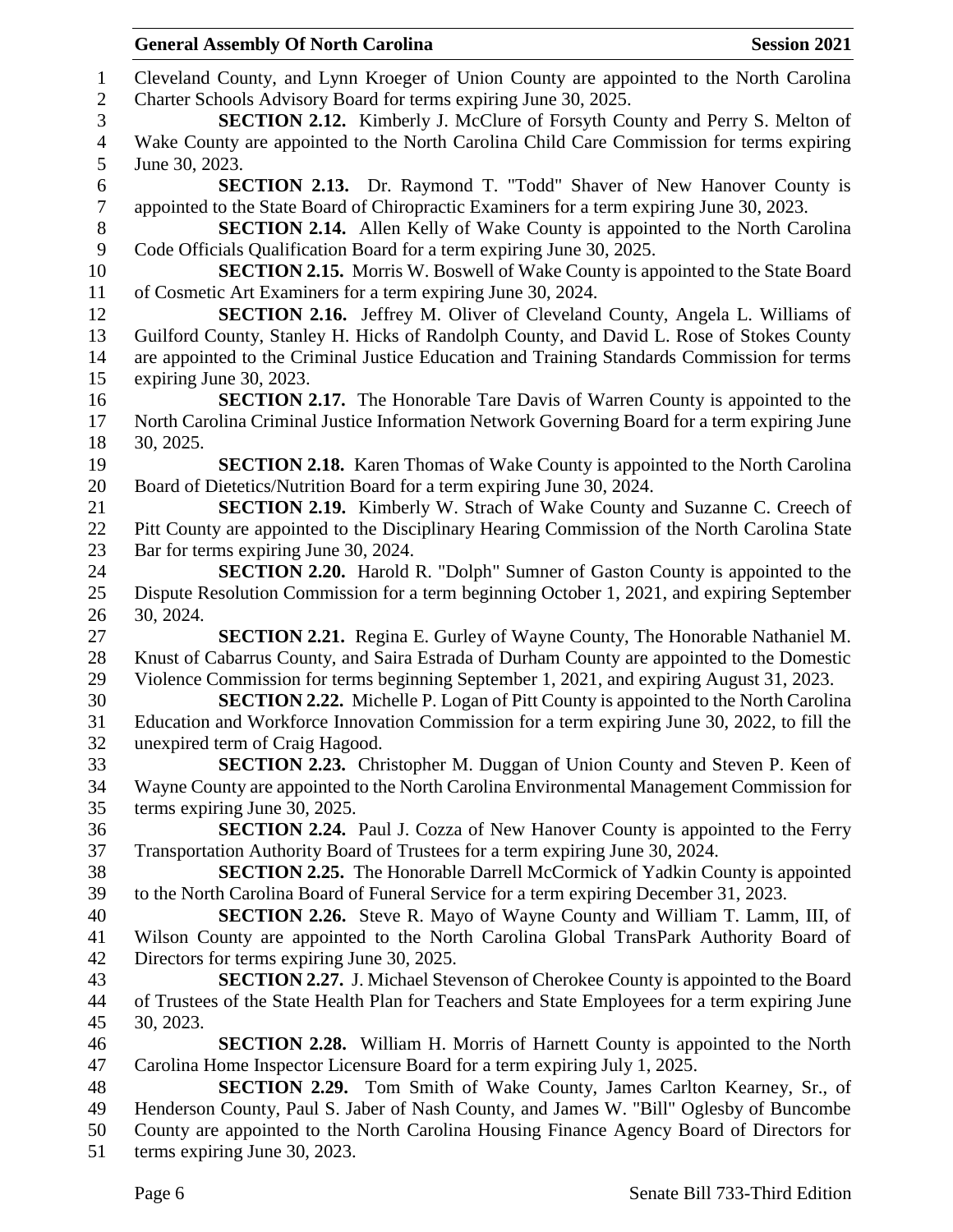Cleveland County, and Lynn Kroeger of Union County are appointed to the North Carolina Charter Schools Advisory Board for terms expiring June 30, 2025.

**SECTION 2.12.** Kimberly J. McClure of Forsyth County and Perry S. Melton of Wake County are appointed to the North Carolina Child Care Commission for terms expiring June 30, 2023.

**SECTION 2.13.** Dr. Raymond T. "Todd" Shaver of New Hanover County is appointed to the State Board of Chiropractic Examiners for a term expiring June 30, 2023.

**SECTION 2.14.** Allen Kelly of Wake County is appointed to the North Carolina Code Officials Qualification Board for a term expiring June 30, 2025.

**SECTION 2.15.** Morris W. Boswell of Wake County is appointed to the State Board of Cosmetic Art Examiners for a term expiring June 30, 2024.

**SECTION 2.16.** Jeffrey M. Oliver of Cleveland County, Angela L. Williams of Guilford County, Stanley H. Hicks of Randolph County, and David L. Rose of Stokes County are appointed to the Criminal Justice Education and Training Standards Commission for terms expiring June 30, 2023.

**SECTION 2.17.** The Honorable Tare Davis of Warren County is appointed to the North Carolina Criminal Justice Information Network Governing Board for a term expiring June 30, 2025.

**SECTION 2.18.** Karen Thomas of Wake County is appointed to the North Carolina Board of Dietetics/Nutrition Board for a term expiring June 30, 2024.

**SECTION 2.19.** Kimberly W. Strach of Wake County and Suzanne C. Creech of Pitt County are appointed to the Disciplinary Hearing Commission of the North Carolina State Bar for terms expiring June 30, 2024.

**SECTION 2.20.** Harold R. "Dolph" Sumner of Gaston County is appointed to the Dispute Resolution Commission for a term beginning October 1, 2021, and expiring September 30, 2024.

**SECTION 2.21.** Regina E. Gurley of Wayne County, The Honorable Nathaniel M. Knust of Cabarrus County, and Saira Estrada of Durham County are appointed to the Domestic Violence Commission for terms beginning September 1, 2021, and expiring August 31, 2023.

**SECTION 2.22.** Michelle P. Logan of Pitt County is appointed to the North Carolina Education and Workforce Innovation Commission for a term expiring June 30, 2022, to fill the unexpired term of Craig Hagood.

**SECTION 2.23.** Christopher M. Duggan of Union County and Steven P. Keen of Wayne County are appointed to the North Carolina Environmental Management Commission for terms expiring June 30, 2025.

**SECTION 2.24.** Paul J. Cozza of New Hanover County is appointed to the Ferry Transportation Authority Board of Trustees for a term expiring June 30, 2024.

**SECTION 2.25.** The Honorable Darrell McCormick of Yadkin County is appointed to the North Carolina Board of Funeral Service for a term expiring December 31, 2023.

**SECTION 2.26.** Steve R. Mayo of Wayne County and William T. Lamm, III, of Wilson County are appointed to the North Carolina Global TransPark Authority Board of Directors for terms expiring June 30, 2025.

**SECTION 2.27.** J. Michael Stevenson of Cherokee County is appointed to the Board of Trustees of the State Health Plan for Teachers and State Employees for a term expiring June 30, 2023.

**SECTION 2.28.** William H. Morris of Harnett County is appointed to the North Carolina Home Inspector Licensure Board for a term expiring July 1, 2025.

**SECTION 2.29.** Tom Smith of Wake County, James Carlton Kearney, Sr., of Henderson County, Paul S. Jaber of Nash County, and James W. "Bill" Oglesby of Buncombe County are appointed to the North Carolina Housing Finance Agency Board of Directors for terms expiring June 30, 2023.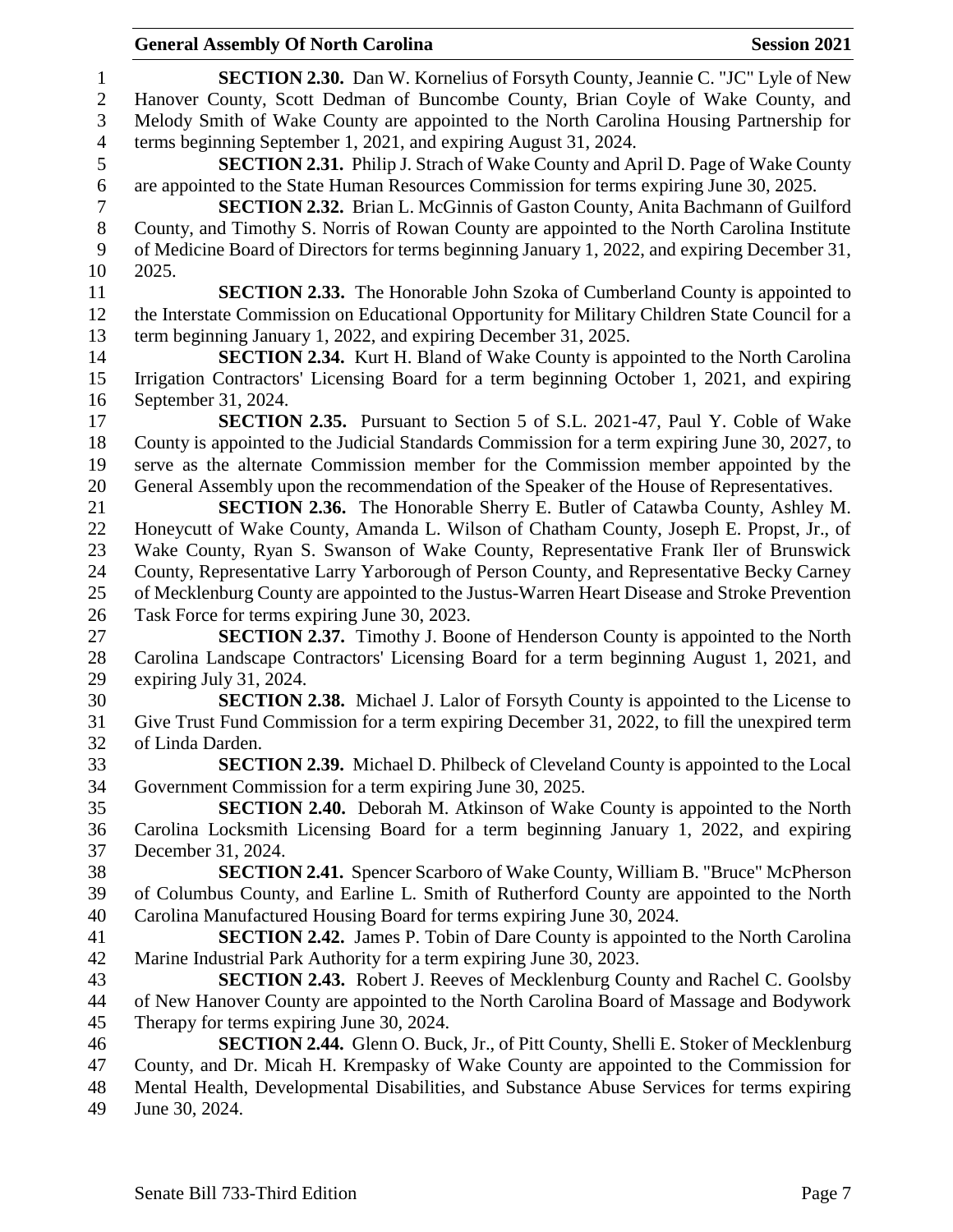**SECTION 2.30.** Dan W. Kornelius of Forsyth County, Jeannie C. "JC" Lyle of New Hanover County, Scott Dedman of Buncombe County, Brian Coyle of Wake County, and Melody Smith of Wake County are appointed to the North Carolina Housing Partnership for terms beginning September 1, 2021, and expiring August 31, 2024.

**SECTION 2.31.** Philip J. Strach of Wake County and April D. Page of Wake County are appointed to the State Human Resources Commission for terms expiring June 30, 2025.

**SECTION 2.32.** Brian L. McGinnis of Gaston County, Anita Bachmann of Guilford County, and Timothy S. Norris of Rowan County are appointed to the North Carolina Institute of Medicine Board of Directors for terms beginning January 1, 2022, and expiring December 31, 2025.

**SECTION 2.33.** The Honorable John Szoka of Cumberland County is appointed to the Interstate Commission on Educational Opportunity for Military Children State Council for a term beginning January 1, 2022, and expiring December 31, 2025.

**SECTION 2.34.** Kurt H. Bland of Wake County is appointed to the North Carolina Irrigation Contractors' Licensing Board for a term beginning October 1, 2021, and expiring September 31, 2024.

**SECTION 2.35.** Pursuant to Section 5 of S.L. 2021-47, Paul Y. Coble of Wake County is appointed to the Judicial Standards Commission for a term expiring June 30, 2027, to serve as the alternate Commission member for the Commission member appointed by the General Assembly upon the recommendation of the Speaker of the House of Representatives.

**SECTION 2.36.** The Honorable Sherry E. Butler of Catawba County, Ashley M. Honeycutt of Wake County, Amanda L. Wilson of Chatham County, Joseph E. Propst, Jr., of Wake County, Ryan S. Swanson of Wake County, Representative Frank Iler of Brunswick County, Representative Larry Yarborough of Person County, and Representative Becky Carney of Mecklenburg County are appointed to the Justus-Warren Heart Disease and Stroke Prevention Task Force for terms expiring June 30, 2023.

**SECTION 2.37.** Timothy J. Boone of Henderson County is appointed to the North Carolina Landscape Contractors' Licensing Board for a term beginning August 1, 2021, and expiring July 31, 2024.

**SECTION 2.38.** Michael J. Lalor of Forsyth County is appointed to the License to Give Trust Fund Commission for a term expiring December 31, 2022, to fill the unexpired term of Linda Darden.

**SECTION 2.39.** Michael D. Philbeck of Cleveland County is appointed to the Local Government Commission for a term expiring June 30, 2025.

**SECTION 2.40.** Deborah M. Atkinson of Wake County is appointed to the North Carolina Locksmith Licensing Board for a term beginning January 1, 2022, and expiring December 31, 2024.

**SECTION 2.41.** Spencer Scarboro of Wake County, William B. "Bruce" McPherson of Columbus County, and Earline L. Smith of Rutherford County are appointed to the North Carolina Manufactured Housing Board for terms expiring June 30, 2024.

**SECTION 2.42.** James P. Tobin of Dare County is appointed to the North Carolina Marine Industrial Park Authority for a term expiring June 30, 2023.

**SECTION 2.43.** Robert J. Reeves of Mecklenburg County and Rachel C. Goolsby of New Hanover County are appointed to the North Carolina Board of Massage and Bodywork Therapy for terms expiring June 30, 2024.

**SECTION 2.44.** Glenn O. Buck, Jr., of Pitt County, Shelli E. Stoker of Mecklenburg County, and Dr. Micah H. Krempasky of Wake County are appointed to the Commission for Mental Health, Developmental Disabilities, and Substance Abuse Services for terms expiring June 30, 2024.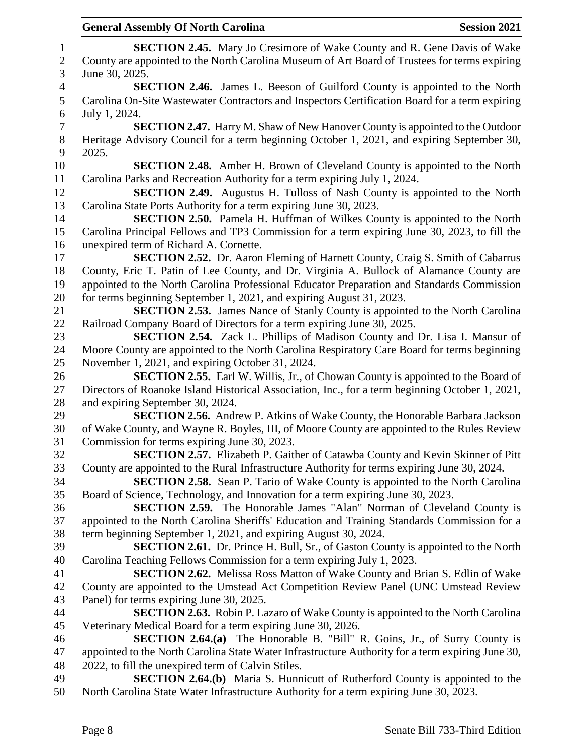**SECTION 2.45.** Mary Jo Cresimore of Wake County and R. Gene Davis of Wake County are appointed to the North Carolina Museum of Art Board of Trustees for terms expiring June 30, 2025.

**SECTION 2.46.** James L. Beeson of Guilford County is appointed to the North Carolina On-Site Wastewater Contractors and Inspectors Certification Board for a term expiring July 1, 2024.

**SECTION 2.47.** Harry M. Shaw of New Hanover County is appointed to the Outdoor Heritage Advisory Council for a term beginning October 1, 2021, and expiring September 30, 2025.

**SECTION 2.48.** Amber H. Brown of Cleveland County is appointed to the North Carolina Parks and Recreation Authority for a term expiring July 1, 2024.

**SECTION 2.49.** Augustus H. Tulloss of Nash County is appointed to the North Carolina State Ports Authority for a term expiring June 30, 2023.

**SECTION 2.50.** Pamela H. Huffman of Wilkes County is appointed to the North Carolina Principal Fellows and TP3 Commission for a term expiring June 30, 2023, to fill the unexpired term of Richard A. Cornette.

**SECTION 2.52.** Dr. Aaron Fleming of Harnett County, Craig S. Smith of Cabarrus County, Eric T. Patin of Lee County, and Dr. Virginia A. Bullock of Alamance County are appointed to the North Carolina Professional Educator Preparation and Standards Commission for terms beginning September 1, 2021, and expiring August 31, 2023.

**SECTION 2.53.** James Nance of Stanly County is appointed to the North Carolina Railroad Company Board of Directors for a term expiring June 30, 2025.

**SECTION 2.54.** Zack L. Phillips of Madison County and Dr. Lisa I. Mansur of Moore County are appointed to the North Carolina Respiratory Care Board for terms beginning November 1, 2021, and expiring October 31, 2024.

**SECTION 2.55.** Earl W. Willis, Jr., of Chowan County is appointed to the Board of Directors of Roanoke Island Historical Association, Inc., for a term beginning October 1, 2021, and expiring September 30, 2024.

**SECTION 2.56.** Andrew P. Atkins of Wake County, the Honorable Barbara Jackson of Wake County, and Wayne R. Boyles, III, of Moore County are appointed to the Rules Review Commission for terms expiring June 30, 2023.

**SECTION 2.57.** Elizabeth P. Gaither of Catawba County and Kevin Skinner of Pitt County are appointed to the Rural Infrastructure Authority for terms expiring June 30, 2024.

**SECTION 2.58.** Sean P. Tario of Wake County is appointed to the North Carolina Board of Science, Technology, and Innovation for a term expiring June 30, 2023.

**SECTION 2.59.** The Honorable James "Alan" Norman of Cleveland County is appointed to the North Carolina Sheriffs' Education and Training Standards Commission for a term beginning September 1, 2021, and expiring August 30, 2024.

**SECTION 2.61.** Dr. Prince H. Bull, Sr., of Gaston County is appointed to the North Carolina Teaching Fellows Commission for a term expiring July 1, 2023.

**SECTION 2.62.** Melissa Ross Matton of Wake County and Brian S. Edlin of Wake County are appointed to the Umstead Act Competition Review Panel (UNC Umstead Review Panel) for terms expiring June 30, 2025.

**SECTION 2.63.** Robin P. Lazaro of Wake County is appointed to the North Carolina Veterinary Medical Board for a term expiring June 30, 2026.

**SECTION 2.64.(a)** The Honorable B. "Bill" R. Goins, Jr., of Surry County is appointed to the North Carolina State Water Infrastructure Authority for a term expiring June 30, 2022, to fill the unexpired term of Calvin Stiles.

**SECTION 2.64.(b)** Maria S. Hunnicutt of Rutherford County is appointed to the North Carolina State Water Infrastructure Authority for a term expiring June 30, 2023.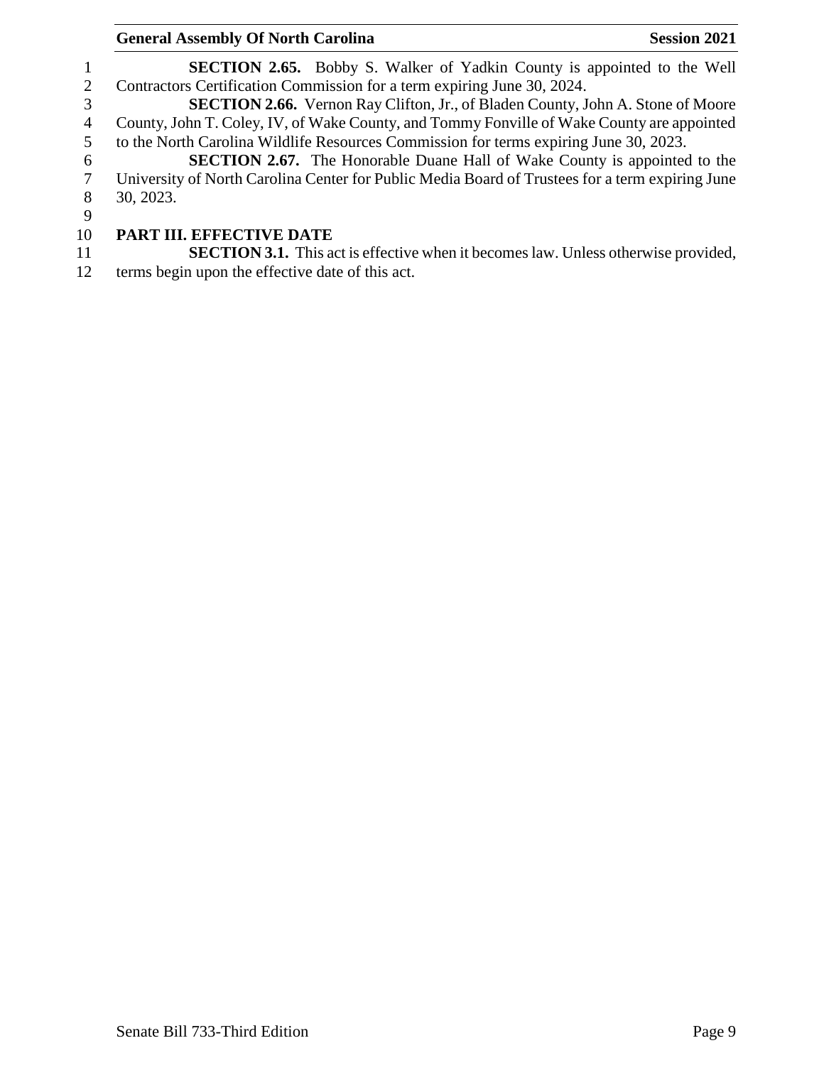**SECTION 2.65.** Bobby S. Walker of Yadkin County is appointed to the Well Contractors Certification Commission for a term expiring June 30, 2024.

**SECTION 2.66.** Vernon Ray Clifton, Jr., of Bladen County, John A. Stone of Moore County, John T. Coley, IV, of Wake County, and Tommy Fonville of Wake County are appointed to the North Carolina Wildlife Resources Commission for terms expiring June 30, 2023.

**SECTION 2.67.** The Honorable Duane Hall of Wake County is appointed to the University of North Carolina Center for Public Media Board of Trustees for a term expiring June 30, 2023.

## PART III. EFFECTIVE DATE

**SECTION 3.1.** This act is effective when it becomes law. Unless otherwise provided, terms begin upon the effective date of this act.